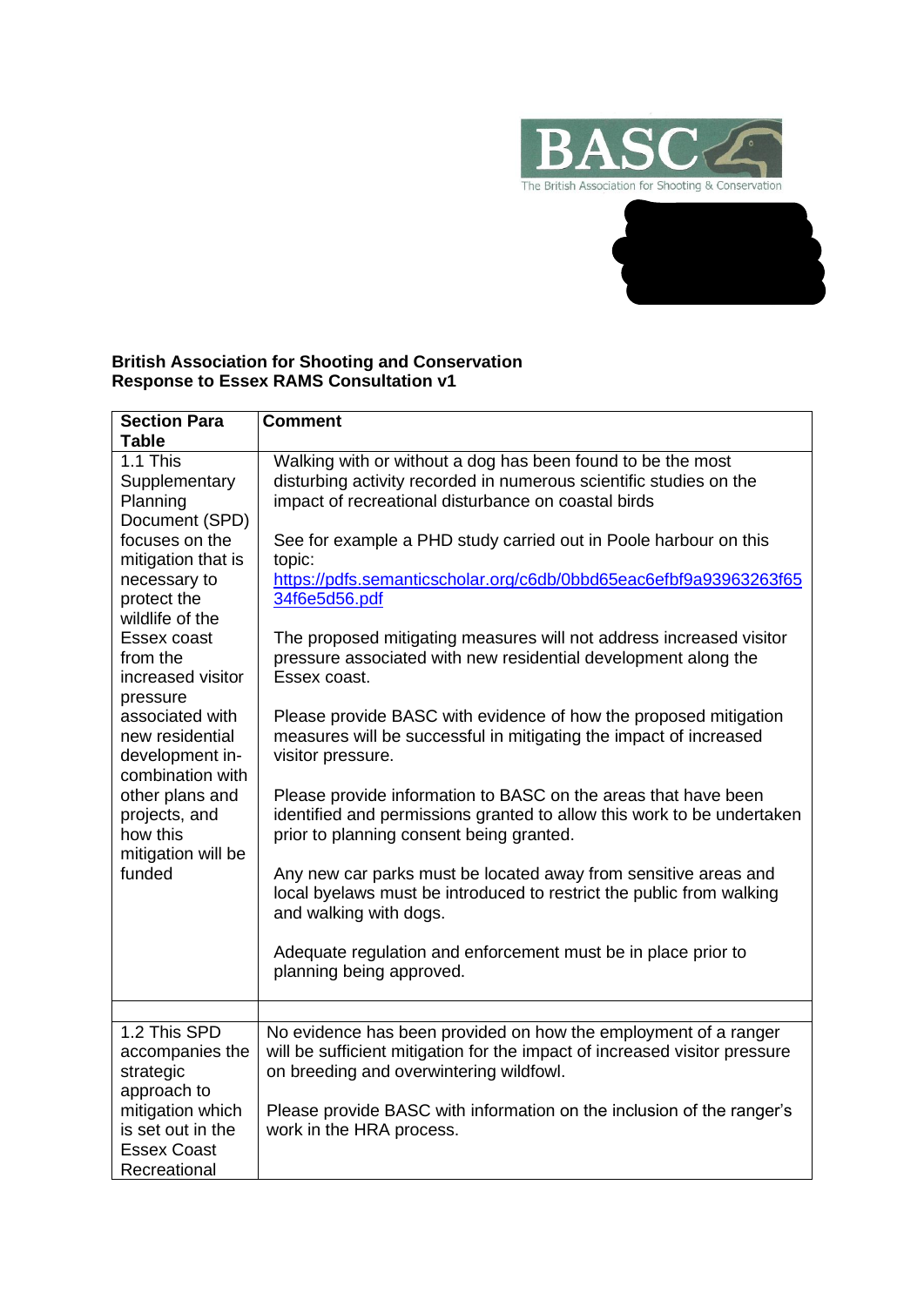BASC
The British Association for Shooting & Conservation

**British Association for Shooting and Conservation**
**Response to Essex RAMS Consultation v1**

| Section Para Table | Comment |
|---|---|
| 1.1 This Supplementary Planning Document (SPD) focuses on the mitigation that is necessary to protect the wildlife of the Essex coast from the increased visitor pressure associated with new residential development in-combination with other plans and projects, and how this mitigation will be funded | Walking with or without a dog has been found to be the most disturbing activity recorded in numerous scientific studies on the impact of recreational disturbance on coastal birds<br><br>See for example a PHD study carried out in Poole harbour on this topic: https://pdfs.semanticscholar.org/c6db/0bbd65eac6efbf9a93963263f6534f6e5d56.pdf<br><br>The proposed mitigating measures will not address increased visitor pressure associated with new residential development along the Essex coast.<br><br>Please provide BASC with evidence of how the proposed mitigation measures will be successful in mitigating the impact of increased visitor pressure.<br><br>Please provide information to BASC on the areas that have been identified and permissions granted to allow this work to be undertaken prior to planning consent being granted.<br><br>Any new car parks must be located away from sensitive areas and local byelaws must be introduced to restrict the public from walking and walking with dogs.<br><br>Adequate regulation and enforcement must be in place prior to planning being approved. |
| | |
| 1.2 This SPD accompanies the strategic approach to mitigation which is set out in the Essex Coast Recreational | No evidence has been provided on how the employment of a ranger will be sufficient mitigation for the impact of increased visitor pressure on breeding and overwintering wildfowl.<br><br>Please provide BASC with information on the inclusion of the ranger's work in the HRA process. |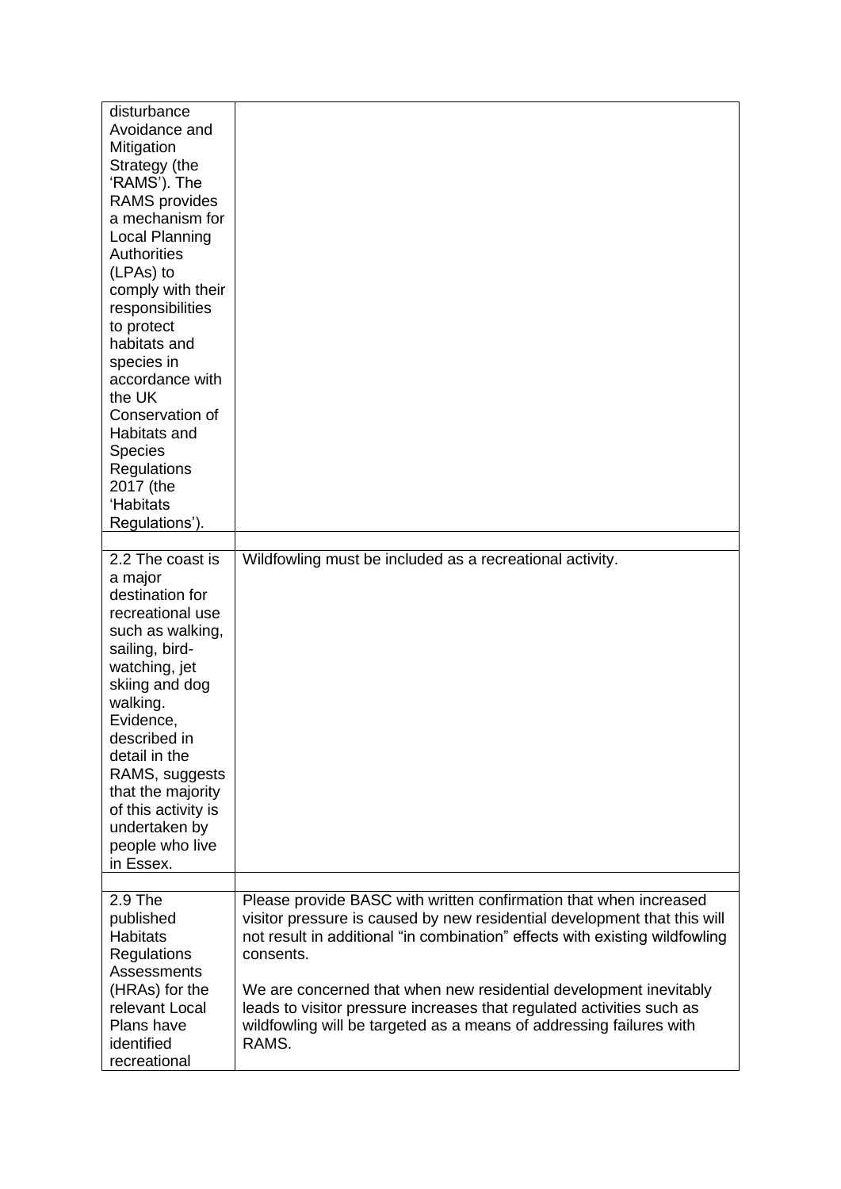| | |
|---|---|
| disturbance Avoidance and Mitigation Strategy (the 'RAMS'). The RAMS provides a mechanism for Local Planning Authorities (LPAs) to comply with their responsibilities to protect habitats and species in accordance with the UK Conservation of Habitats and Species Regulations 2017 (the 'Habitats Regulations'). | |
| | |
| 2.2 The coast is a major destination for recreational use such as walking, sailing, bird-watching, jet skiing and dog walking. Evidence, described in detail in the RAMS, suggests that the majority of this activity is undertaken by people who live in Essex. | Wildfowling must be included as a recreational activity. |
| | |
| 2.9 The published Habitats Regulations Assessments (HRAs) for the relevant Local Plans have identified recreational | Please provide BASC with written confirmation that when increased visitor pressure is caused by new residential development that this will not result in additional "in combination" effects with existing wildfowling consents.<br><br>We are concerned that when new residential development inevitably leads to visitor pressure increases that regulated activities such as wildfowling will be targeted as a means of addressing failures with RAMS. |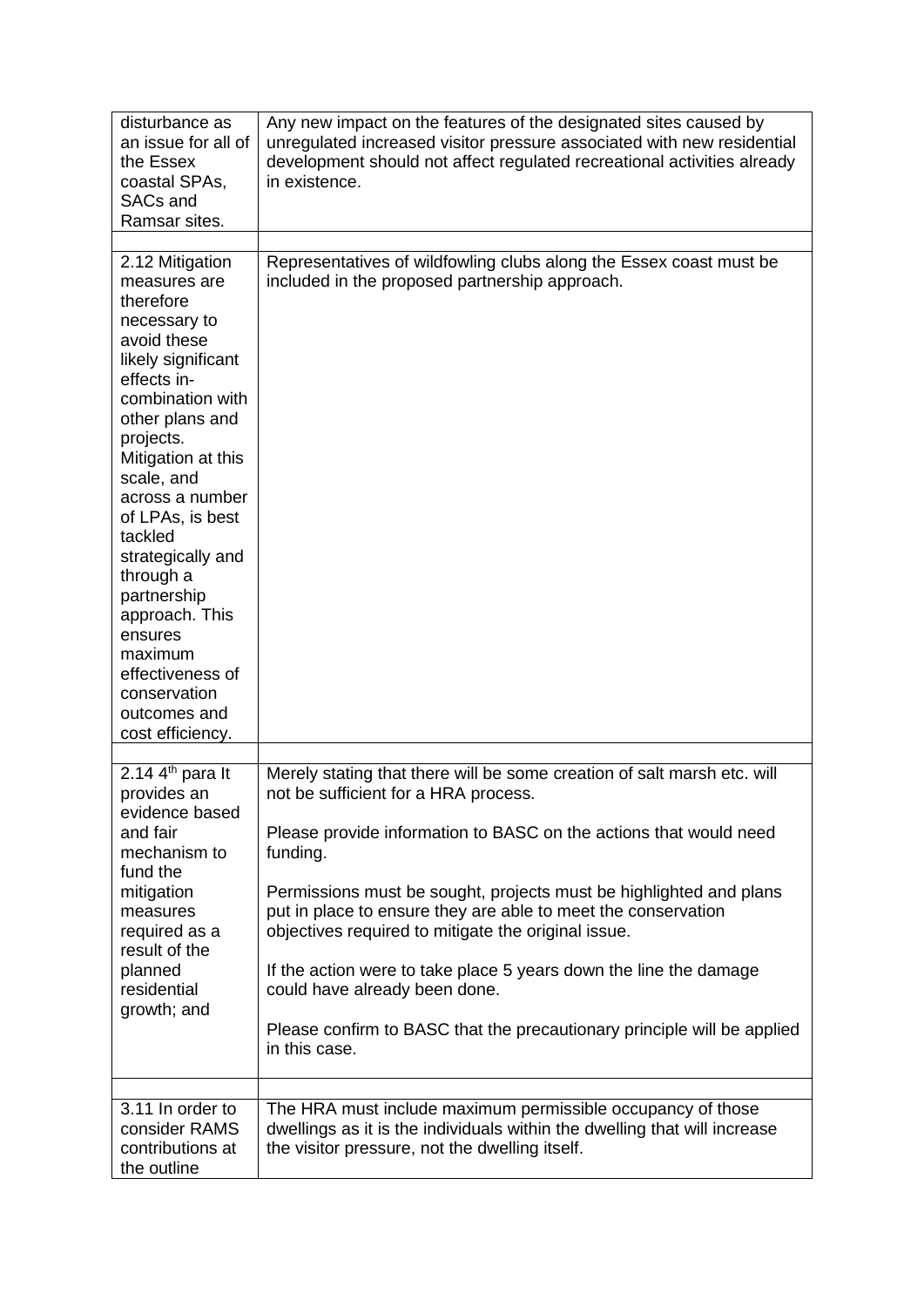| | |
|---|---|
| disturbance as an issue for all of the Essex coastal SPAs, SACs and Ramsar sites. | Any new impact on the features of the designated sites caused by unregulated increased visitor pressure associated with new residential development should not affect regulated recreational activities already in existence. |
| | |
| 2.12 Mitigation measures are therefore necessary to avoid these likely significant effects in-combination with other plans and projects. Mitigation at this scale, and across a number of LPAs, is best tackled strategically and through a partnership approach. This ensures maximum effectiveness of conservation outcomes and cost efficiency. | Representatives of wildfowling clubs along the Essex coast must be included in the proposed partnership approach. |
| | |
| 2.14 4th para It provides an evidence based and fair mechanism to fund the mitigation measures required as a result of the planned residential growth; and | Merely stating that there will be some creation of salt marsh etc. will not be sufficient for a HRA process.<br><br>Please provide information to BASC on the actions that would need funding.<br><br>Permissions must be sought, projects must be highlighted and plans put in place to ensure they are able to meet the conservation objectives required to mitigate the original issue.<br><br>If the action were to take place 5 years down the line the damage could have already been done.<br><br>Please confirm to BASC that the precautionary principle will be applied in this case. |
| | |
| 3.11 In order to consider RAMS contributions at the outline | The HRA must include maximum permissible occupancy of those dwellings as it is the individuals within the dwelling that will increase the visitor pressure, not the dwelling itself. |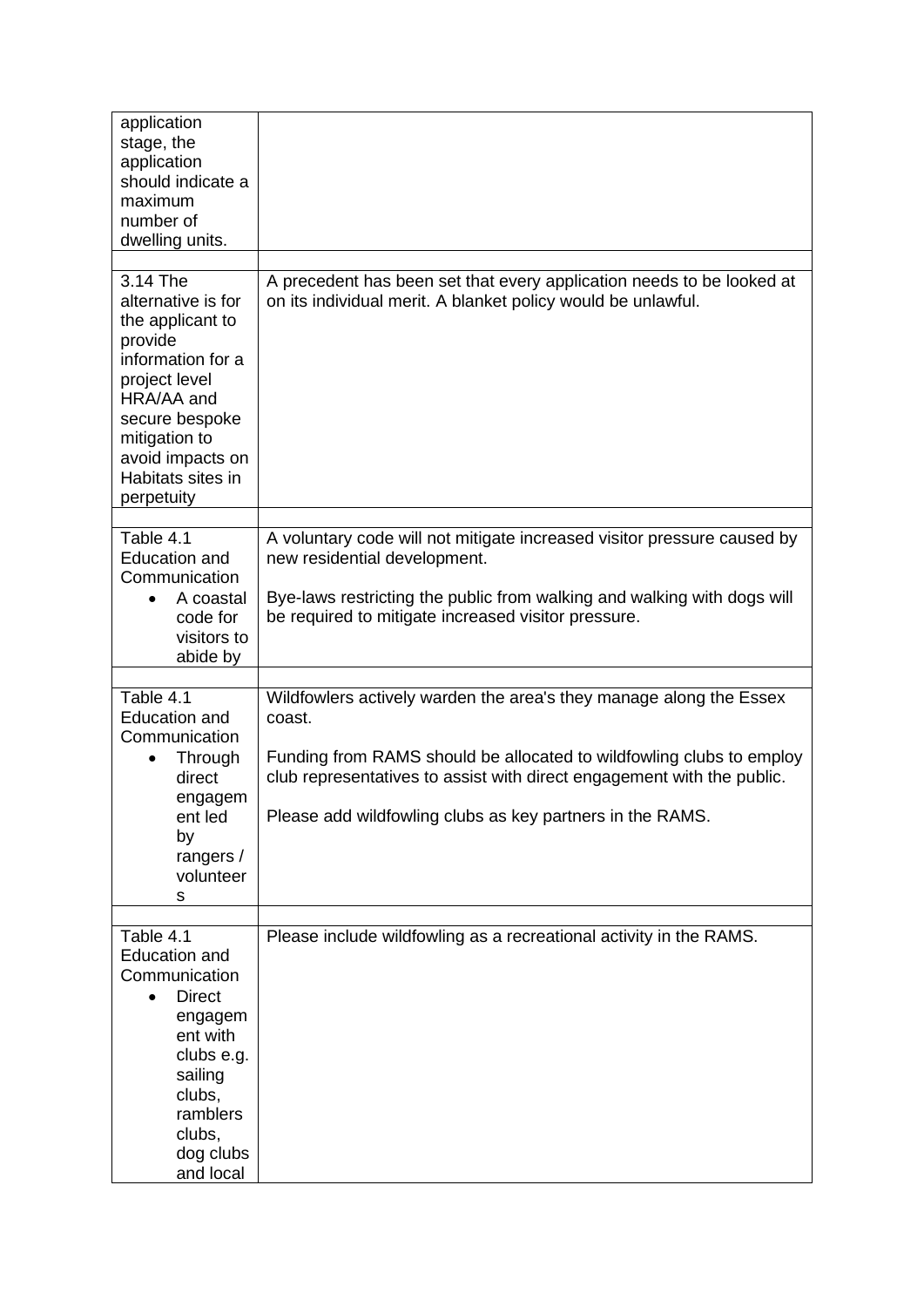| | |
|---|---|
| application stage, the application should indicate a maximum number of dwelling units. | |
| | |
| 3.14 The alternative is for the applicant to provide information for a project level HRA/AA and secure bespoke mitigation to avoid impacts on Habitats sites in perpetuity | A precedent has been set that every application needs to be looked at on its individual merit. A blanket policy would be unlawful. |
| | |
| Table 4.1 Education and Communication<br>• A coastal code for visitors to abide by | A voluntary code will not mitigate increased visitor pressure caused by new residential development.<br><br>Bye-laws restricting the public from walking and walking with dogs will be required to mitigate increased visitor pressure. |
| | |
| Table 4.1 Education and Communication<br>• Through direct engagement led by rangers / volunteers | Wildfowlers actively warden the area's they manage along the Essex coast.<br><br>Funding from RAMS should be allocated to wildfowling clubs to employ club representatives to assist with direct engagement with the public.<br><br>Please add wildfowling clubs as key partners in the RAMS. |
| | |
| Table 4.1 Education and Communication<br>• Direct engagement with clubs e.g. sailing clubs, ramblers clubs, dog clubs and local | Please include wildfowling as a recreational activity in the RAMS. |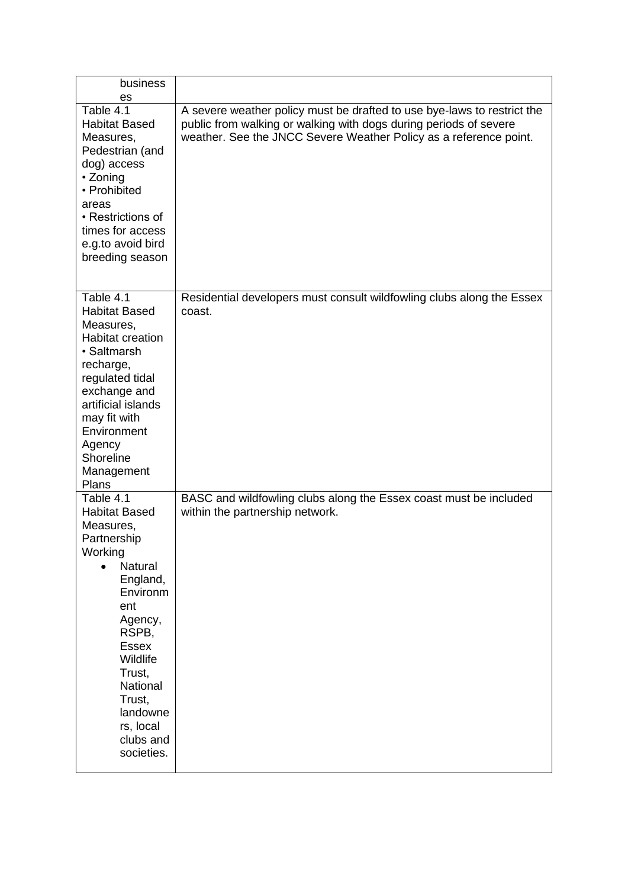| | |
|---|---|
| businesses | |
| Table 4.1 Habitat Based Measures, Pedestrian (and dog) access • Zoning • Prohibited areas • Restrictions of times for access e.g.to avoid bird breeding season | A severe weather policy must be drafted to use bye-laws to restrict the public from walking or walking with dogs during periods of severe weather. See the JNCC Severe Weather Policy as a reference point. |
| Table 4.1 Habitat Based Measures, Habitat creation • Saltmarsh recharge, regulated tidal exchange and artificial islands may fit with Environment Agency Shoreline Management Plans | Residential developers must consult wildfowling clubs along the Essex coast. |
| Table 4.1 Habitat Based Measures, Partnership Working <br>• Natural England, Environment Agency, RSPB, Essex Wildlife Trust, National Trust, landowners, local clubs and societies. | BASC and wildfowling clubs along the Essex coast must be included within the partnership network. |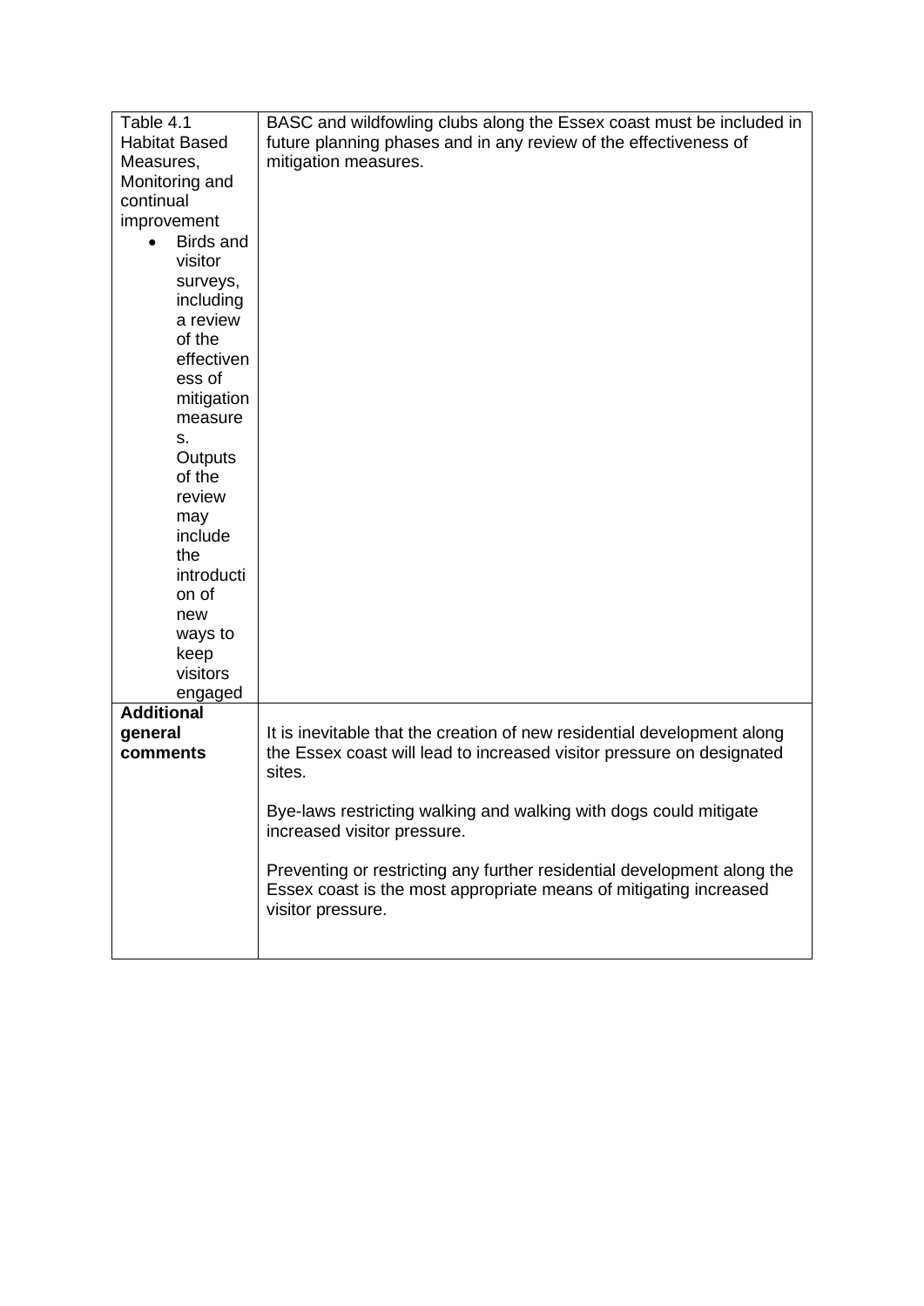| | |
|---|---|
| Table 4.1 Habitat Based Measures, Monitoring and continual improvement<br><br>• Birds and visitor surveys, including a review of the effectiveness of mitigation measures. Outputs of the review may include the introduction of new ways to keep visitors engaged | BASC and wildfowling clubs along the Essex coast must be included in future planning phases and in any review of the effectiveness of mitigation measures. |
| **Additional general comments** | It is inevitable that the creation of new residential development along the Essex coast will lead to increased visitor pressure on designated sites.<br><br>Bye-laws restricting walking and walking with dogs could mitigate increased visitor pressure.<br><br>Preventing or restricting any further residential development along the Essex coast is the most appropriate means of mitigating increased visitor pressure. |